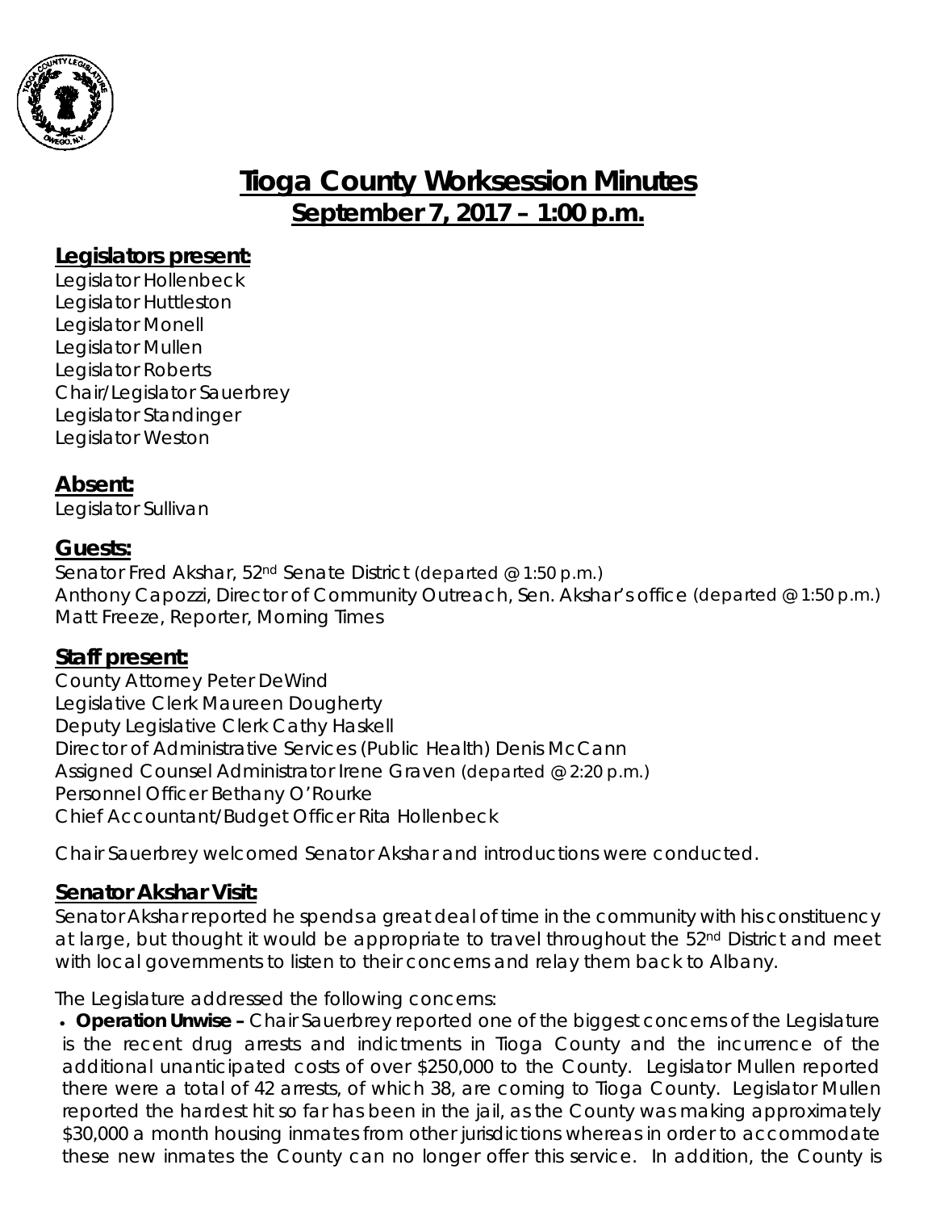# Tioga County Worksession Minutes

## September 7, 2017 – 1:00 p.m.

### Legislators present:

Legislator Hollenbeck
Legislator Huttleston
Legislator Monell
Legislator Mullen
Legislator Roberts
Chair/Legislator Sauerbrey
Legislator Standinger
Legislator Weston

### Absent:

Legislator Sullivan

### Guests:

Senator Fred Akshar, 52nd Senate District (departed @ 1:50 p.m.)
Anthony Capozzi, Director of Community Outreach, Sen. Akshar's office (departed @ 1:50 p.m.)
Matt Freeze, Reporter, Morning Times

### Staff present:

County Attorney Peter DeWind
Legislative Clerk Maureen Dougherty
Deputy Legislative Clerk Cathy Haskell
Director of Administrative Services (Public Health) Denis McCann
Assigned Counsel Administrator Irene Graven (departed @ 2:20 p.m.)
Personnel Officer Bethany O'Rourke
Chief Accountant/Budget Officer Rita Hollenbeck

Chair Sauerbrey welcomed Senator Akshar and introductions were conducted.

### Senator Akshar Visit:

Senator Akshar reported he spends a great deal of time in the community with his constituency at large, but thought it would be appropriate to travel throughout the 52nd District and meet with local governments to listen to their concerns and relay them back to Albany.

The Legislature addressed the following concerns:

- **Operation Unwise –** Chair Sauerbrey reported one of the biggest concerns of the Legislature is the recent drug arrests and indictments in Tioga County and the incurrence of the additional unanticipated costs of over $250,000 to the County. Legislator Mullen reported there were a total of 42 arrests, of which 38, are coming to Tioga County. Legislator Mullen reported the hardest hit so far has been in the jail, as the County was making approximately $30,000 a month housing inmates from other jurisdictions whereas in order to accommodate these new inmates the County can no longer offer this service. In addition, the County is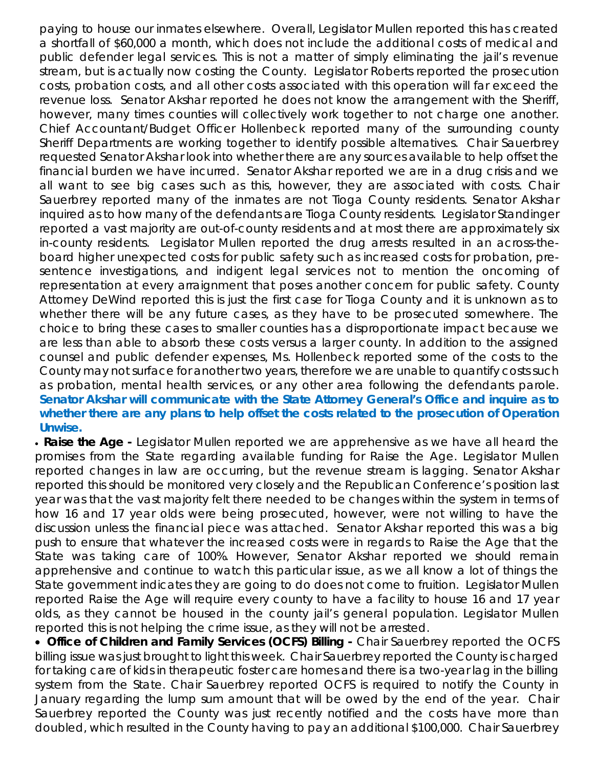paying to house our inmates elsewhere. Overall, Legislator Mullen reported this has created a shortfall of $60,000 a month, which does not include the additional costs of medical and public defender legal services. This is not a matter of simply eliminating the jail's revenue stream, but is actually now costing the County. Legislator Roberts reported the prosecution costs, probation costs, and all other costs associated with this operation will far exceed the revenue loss. Senator Akshar reported he does not know the arrangement with the Sheriff, however, many times counties will collectively work together to not charge one another. Chief Accountant/Budget Officer Hollenbeck reported many of the surrounding county Sheriff Departments are working together to identify possible alternatives. Chair Sauerbrey requested Senator Akshar look into whether there are any sources available to help offset the financial burden we have incurred. Senator Akshar reported we are in a drug crisis and we all want to see big cases such as this, however, they are associated with costs. Chair Sauerbrey reported many of the inmates are not Tioga County residents. Senator Akshar inquired as to how many of the defendants are Tioga County residents. Legislator Standinger reported a vast majority are out-of-county residents and at most there are approximately six in-county residents. Legislator Mullen reported the drug arrests resulted in an across-the-board higher unexpected costs for public safety such as increased costs for probation, pre-sentence investigations, and indigent legal services not to mention the oncoming of representation at every arraignment that poses another concern for public safety. County Attorney DeWind reported this is just the first case for Tioga County and it is unknown as to whether there will be any future cases, as they have to be prosecuted somewhere. The choice to bring these cases to smaller counties has a disproportionate impact because we are less than able to absorb these costs versus a larger county. In addition to the assigned counsel and public defender expenses, Ms. Hollenbeck reported some of the costs to the County may not surface for another two years, therefore we are unable to quantify costs such as probation, mental health services, or any other area following the defendants parole. **Senator Akshar will communicate with the State Attorney General's Office and inquire as to whether there are any plans to help offset the costs related to the prosecution of Operation Unwise.**

- **Raise the Age -** Legislator Mullen reported we are apprehensive as we have all heard the promises from the State regarding available funding for Raise the Age. Legislator Mullen reported changes in law are occurring, but the revenue stream is lagging. Senator Akshar reported this should be monitored very closely and the Republican Conference's position last year was that the vast majority felt there needed to be changes within the system in terms of how 16 and 17 year olds were being prosecuted, however, were not willing to have the discussion unless the financial piece was attached. Senator Akshar reported this was a big push to ensure that whatever the increased costs were in regards to Raise the Age that the State was taking care of 100%. However, Senator Akshar reported we should remain apprehensive and continue to watch this particular issue, as we all know a lot of things the State government indicates they are going to do does not come to fruition. Legislator Mullen reported Raise the Age will require every county to have a facility to house 16 and 17 year olds, as they cannot be housed in the county jail's general population. Legislator Mullen reported this is not helping the crime issue, as they will not be arrested.
- **Office of Children and Family Services (OCFS) Billing -** Chair Sauerbrey reported the OCFS billing issue was just brought to light this week. Chair Sauerbrey reported the County is charged for taking care of kids in therapeutic foster care homes and there is a two-year lag in the billing system from the State. Chair Sauerbrey reported OCFS is required to notify the County in January regarding the lump sum amount that will be owed by the end of the year. Chair Sauerbrey reported the County was just recently notified and the costs have more than doubled, which resulted in the County having to pay an additional $100,000. Chair Sauerbrey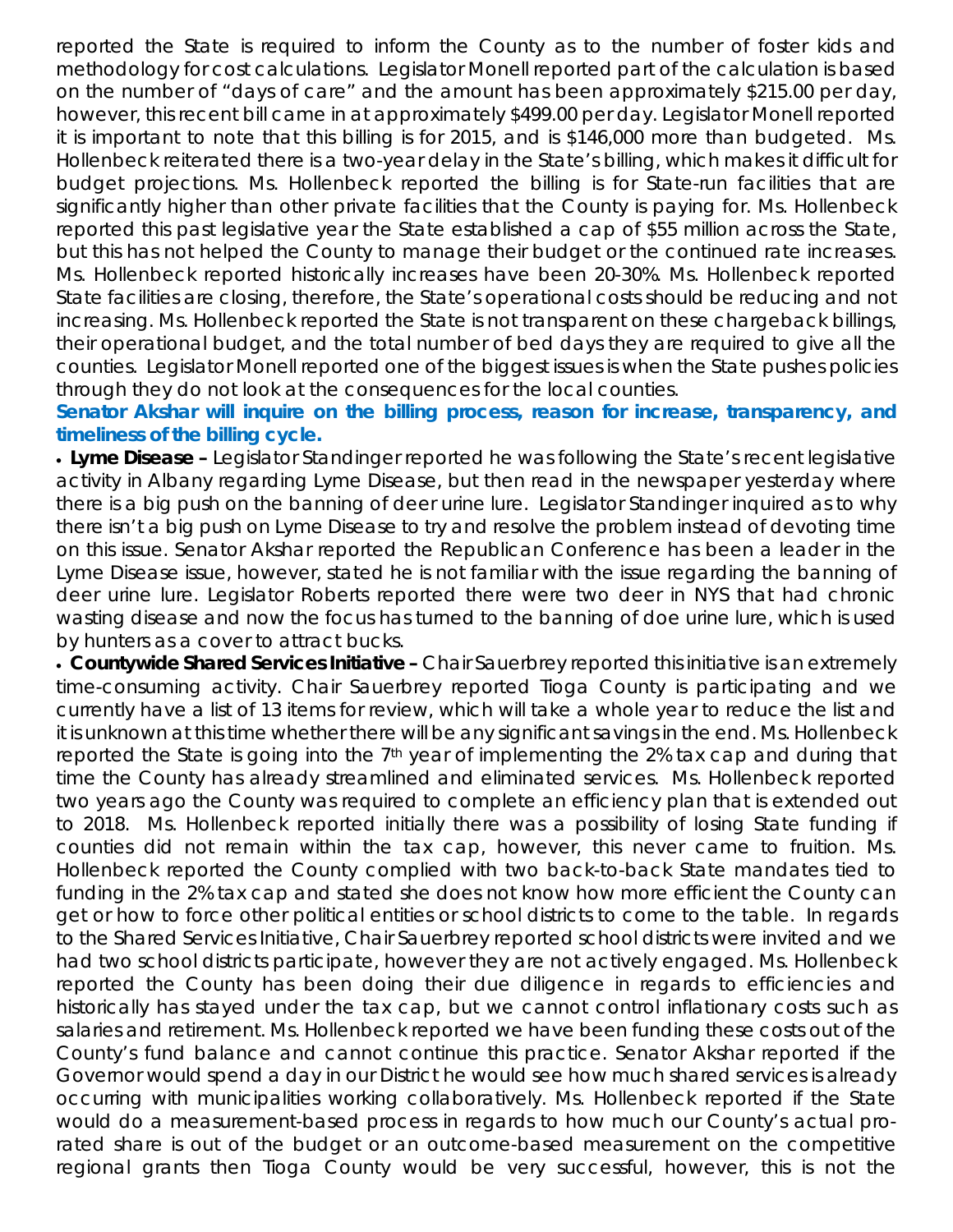reported the State is required to inform the County as to the number of foster kids and methodology for cost calculations. Legislator Monell reported part of the calculation is based on the number of "days of care" and the amount has been approximately $215.00 per day, however, this recent bill came in at approximately $499.00 per day. Legislator Monell reported it is important to note that this billing is for 2015, and is $146,000 more than budgeted. Ms. Hollenbeck reiterated there is a two-year delay in the State's billing, which makes it difficult for budget projections. Ms. Hollenbeck reported the billing is for State-run facilities that are significantly higher than other private facilities that the County is paying for. Ms. Hollenbeck reported this past legislative year the State established a cap of $55 million across the State, but this has not helped the County to manage their budget or the continued rate increases. Ms. Hollenbeck reported historically increases have been 20-30%. Ms. Hollenbeck reported State facilities are closing, therefore, the State's operational costs should be reducing and not increasing. Ms. Hollenbeck reported the State is not transparent on these chargeback billings, their operational budget, and the total number of bed days they are required to give all the counties. Legislator Monell reported one of the biggest issues is when the State pushes policies through they do not look at the consequences for the local counties.

**Senator Akshar will inquire on the billing process, reason for increase, transparency, and timeliness of the billing cycle.**

- **Lyme Disease –** Legislator Standinger reported he was following the State's recent legislative activity in Albany regarding Lyme Disease, but then read in the newspaper yesterday where there is a big push on the banning of deer urine lure. Legislator Standinger inquired as to why there isn't a big push on Lyme Disease to try and resolve the problem instead of devoting time on this issue. Senator Akshar reported the Republican Conference has been a leader in the Lyme Disease issue, however, stated he is not familiar with the issue regarding the banning of deer urine lure. Legislator Roberts reported there were two deer in NYS that had chronic wasting disease and now the focus has turned to the banning of doe urine lure, which is used by hunters as a cover to attract bucks.
- **Countywide Shared Services Initiative –** Chair Sauerbrey reported this initiative is an extremely time-consuming activity. Chair Sauerbrey reported Tioga County is participating and we currently have a list of 13 items for review, which will take a whole year to reduce the list and it is unknown at this time whether there will be any significant savings in the end. Ms. Hollenbeck reported the State is going into the 7th year of implementing the 2% tax cap and during that time the County has already streamlined and eliminated services. Ms. Hollenbeck reported two years ago the County was required to complete an efficiency plan that is extended out to 2018. Ms. Hollenbeck reported initially there was a possibility of losing State funding if counties did not remain within the tax cap, however, this never came to fruition. Ms. Hollenbeck reported the County complied with two back-to-back State mandates tied to funding in the 2% tax cap and stated she does not know how more efficient the County can get or how to force other political entities or school districts to come to the table. In regards to the Shared Services Initiative, Chair Sauerbrey reported school districts were invited and we had two school districts participate, however they are not actively engaged. Ms. Hollenbeck reported the County has been doing their due diligence in regards to efficiencies and historically has stayed under the tax cap, but we cannot control inflationary costs such as salaries and retirement. Ms. Hollenbeck reported we have been funding these costs out of the County's fund balance and cannot continue this practice. Senator Akshar reported if the Governor would spend a day in our District he would see how much shared services is already occurring with municipalities working collaboratively. Ms. Hollenbeck reported if the State would do a measurement-based process in regards to how much our County's actual pro-rated share is out of the budget or an outcome-based measurement on the competitive regional grants then Tioga County would be very successful, however, this is not the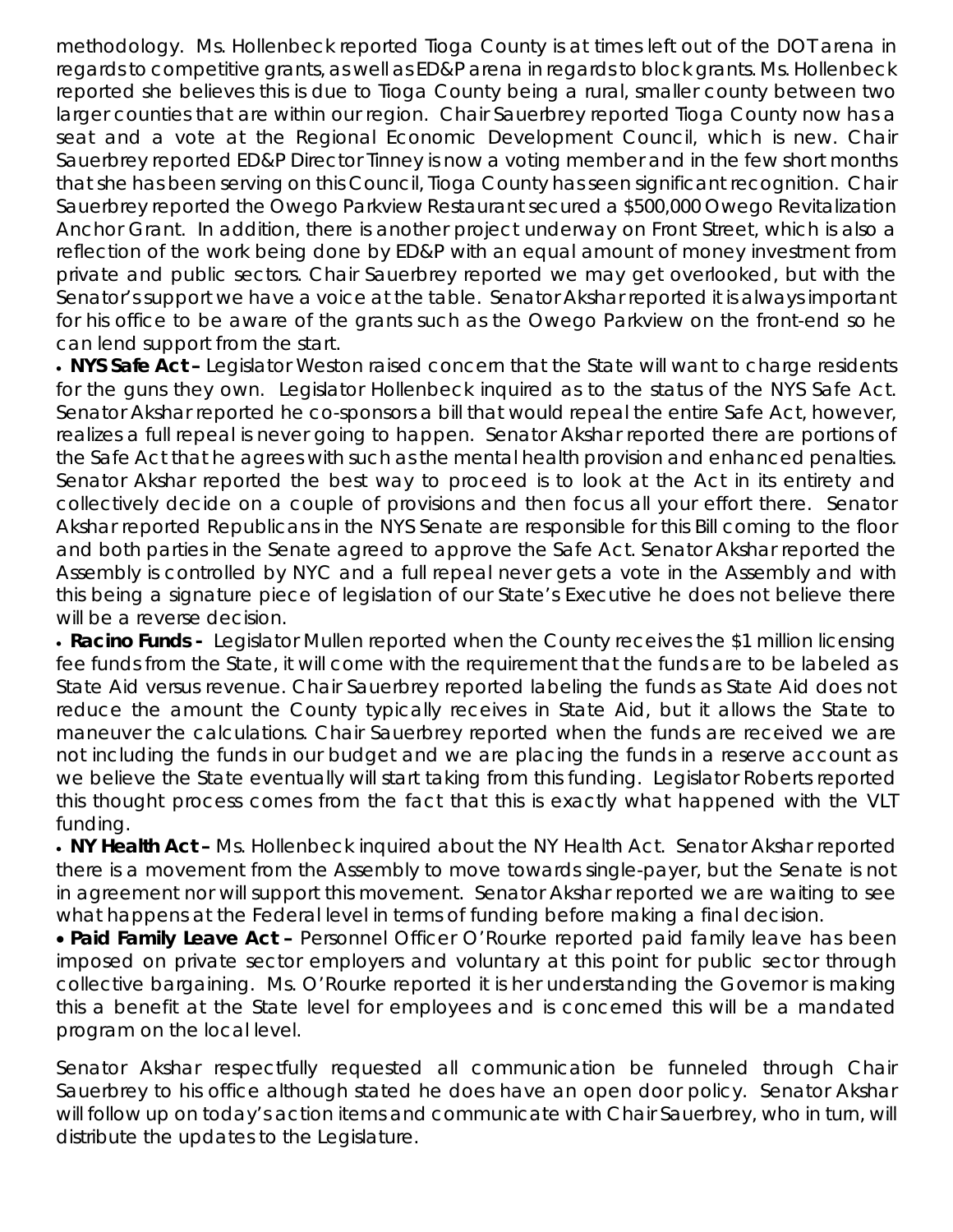methodology. Ms. Hollenbeck reported Tioga County is at times left out of the DOT arena in regards to competitive grants, as well as ED&P arena in regards to block grants. Ms. Hollenbeck reported she believes this is due to Tioga County being a rural, smaller county between two larger counties that are within our region. Chair Sauerbrey reported Tioga County now has a seat and a vote at the Regional Economic Development Council, which is new. Chair Sauerbrey reported ED&P Director Tinney is now a voting member and in the few short months that she has been serving on this Council, Tioga County has seen significant recognition. Chair Sauerbrey reported the Owego Parkview Restaurant secured a $500,000 Owego Revitalization Anchor Grant. In addition, there is another project underway on Front Street, which is also a reflection of the work being done by ED&P with an equal amount of money investment from private and public sectors. Chair Sauerbrey reported we may get overlooked, but with the Senator's support we have a voice at the table. Senator Akshar reported it is always important for his office to be aware of the grants such as the Owego Parkview on the front-end so he can lend support from the start.

- **NYS Safe Act –** Legislator Weston raised concern that the State will want to charge residents for the guns they own. Legislator Hollenbeck inquired as to the status of the NYS Safe Act. Senator Akshar reported he co-sponsors a bill that would repeal the entire Safe Act, however, realizes a full repeal is never going to happen. Senator Akshar reported there are portions of the Safe Act that he agrees with such as the mental health provision and enhanced penalties. Senator Akshar reported the best way to proceed is to look at the Act in its entirety and collectively decide on a couple of provisions and then focus all your effort there. Senator Akshar reported Republicans in the NYS Senate are responsible for this Bill coming to the floor and both parties in the Senate agreed to approve the Safe Act. Senator Akshar reported the Assembly is controlled by NYC and a full repeal never gets a vote in the Assembly and with this being a signature piece of legislation of our State's Executive he does not believe there will be a reverse decision.
- **Racino Funds -** Legislator Mullen reported when the County receives the $1 million licensing fee funds from the State, it will come with the requirement that the funds are to be labeled as State Aid versus revenue. Chair Sauerbrey reported labeling the funds as State Aid does not reduce the amount the County typically receives in State Aid, but it allows the State to maneuver the calculations. Chair Sauerbrey reported when the funds are received we are not including the funds in our budget and we are placing the funds in a reserve account as we believe the State eventually will start taking from this funding. Legislator Roberts reported this thought process comes from the fact that this is exactly what happened with the VLT funding.
- **NY Health Act –** Ms. Hollenbeck inquired about the NY Health Act. Senator Akshar reported there is a movement from the Assembly to move towards single-payer, but the Senate is not in agreement nor will support this movement. Senator Akshar reported we are waiting to see what happens at the Federal level in terms of funding before making a final decision.
- **Paid Family Leave Act –** Personnel Officer O'Rourke reported paid family leave has been imposed on private sector employers and voluntary at this point for public sector through collective bargaining. Ms. O'Rourke reported it is her understanding the Governor is making this a benefit at the State level for employees and is concerned this will be a mandated program on the local level.

Senator Akshar respectfully requested all communication be funneled through Chair Sauerbrey to his office although stated he does have an open door policy. Senator Akshar will follow up on today's action items and communicate with Chair Sauerbrey, who in turn, will distribute the updates to the Legislature.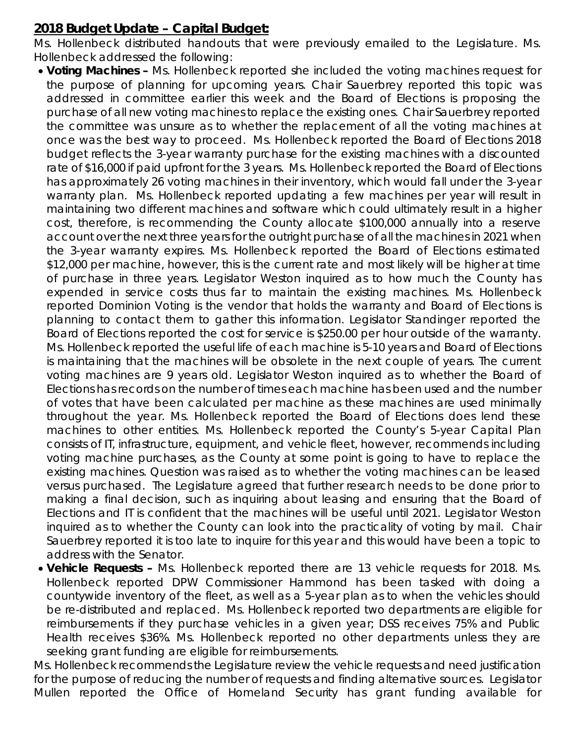## **2018 Budget Update – Capital Budget:**

Ms. Hollenbeck distributed handouts that were previously emailed to the Legislature. Ms. Hollenbeck addressed the following:

- **Voting Machines –** Ms. Hollenbeck reported she included the voting machines request for the purpose of planning for upcoming years. Chair Sauerbrey reported this topic was addressed in committee earlier this week and the Board of Elections is proposing the purchase of all new voting machines to replace the existing ones. Chair Sauerbrey reported the committee was unsure as to whether the replacement of all the voting machines at once was the best way to proceed. Ms. Hollenbeck reported the Board of Elections 2018 budget reflects the 3-year warranty purchase for the existing machines with a discounted rate of $16,000 if paid upfront for the 3 years. Ms. Hollenbeck reported the Board of Elections has approximately 26 voting machines in their inventory, which would fall under the 3-year warranty plan. Ms. Hollenbeck reported updating a few machines per year will result in maintaining two different machines and software which could ultimately result in a higher cost, therefore, is recommending the County allocate $100,000 annually into a reserve account over the next three years for the outright purchase of all the machines in 2021 when the 3-year warranty expires. Ms. Hollenbeck reported the Board of Elections estimated $12,000 per machine, however, this is the current rate and most likely will be higher at time of purchase in three years. Legislator Weston inquired as to how much the County has expended in service costs thus far to maintain the existing machines. Ms. Hollenbeck reported Dominion Voting is the vendor that holds the warranty and Board of Elections is planning to contact them to gather this information. Legislator Standinger reported the Board of Elections reported the cost for service is $250.00 per hour outside of the warranty. Ms. Hollenbeck reported the useful life of each machine is 5-10 years and Board of Elections is maintaining that the machines will be obsolete in the next couple of years. The current voting machines are 9 years old. Legislator Weston inquired as to whether the Board of Elections has records on the number of times each machine has been used and the number of votes that have been calculated per machine as these machines are used minimally throughout the year. Ms. Hollenbeck reported the Board of Elections does lend these machines to other entities. Ms. Hollenbeck reported the County's 5-year Capital Plan consists of IT, infrastructure, equipment, and vehicle fleet, however, recommends including voting machine purchases, as the County at some point is going to have to replace the existing machines. Question was raised as to whether the voting machines can be leased versus purchased. The Legislature agreed that further research needs to be done prior to making a final decision, such as inquiring about leasing and ensuring that the Board of Elections and IT is confident that the machines will be useful until 2021. Legislator Weston inquired as to whether the County can look into the practicality of voting by mail. Chair Sauerbrey reported it is too late to inquire for this year and this would have been a topic to address with the Senator.
- **Vehicle Requests –** Ms. Hollenbeck reported there are 13 vehicle requests for 2018. Ms. Hollenbeck reported DPW Commissioner Hammond has been tasked with doing a countywide inventory of the fleet, as well as a 5-year plan as to when the vehicles should be re-distributed and replaced. Ms. Hollenbeck reported two departments are eligible for reimbursements if they purchase vehicles in a given year; DSS receives 75% and Public Health receives $36%. Ms. Hollenbeck reported no other departments unless they are seeking grant funding are eligible for reimbursements.

Ms. Hollenbeck recommends the Legislature review the vehicle requests and need justification for the purpose of reducing the number of requests and finding alternative sources. Legislator Mullen reported the Office of Homeland Security has grant funding available for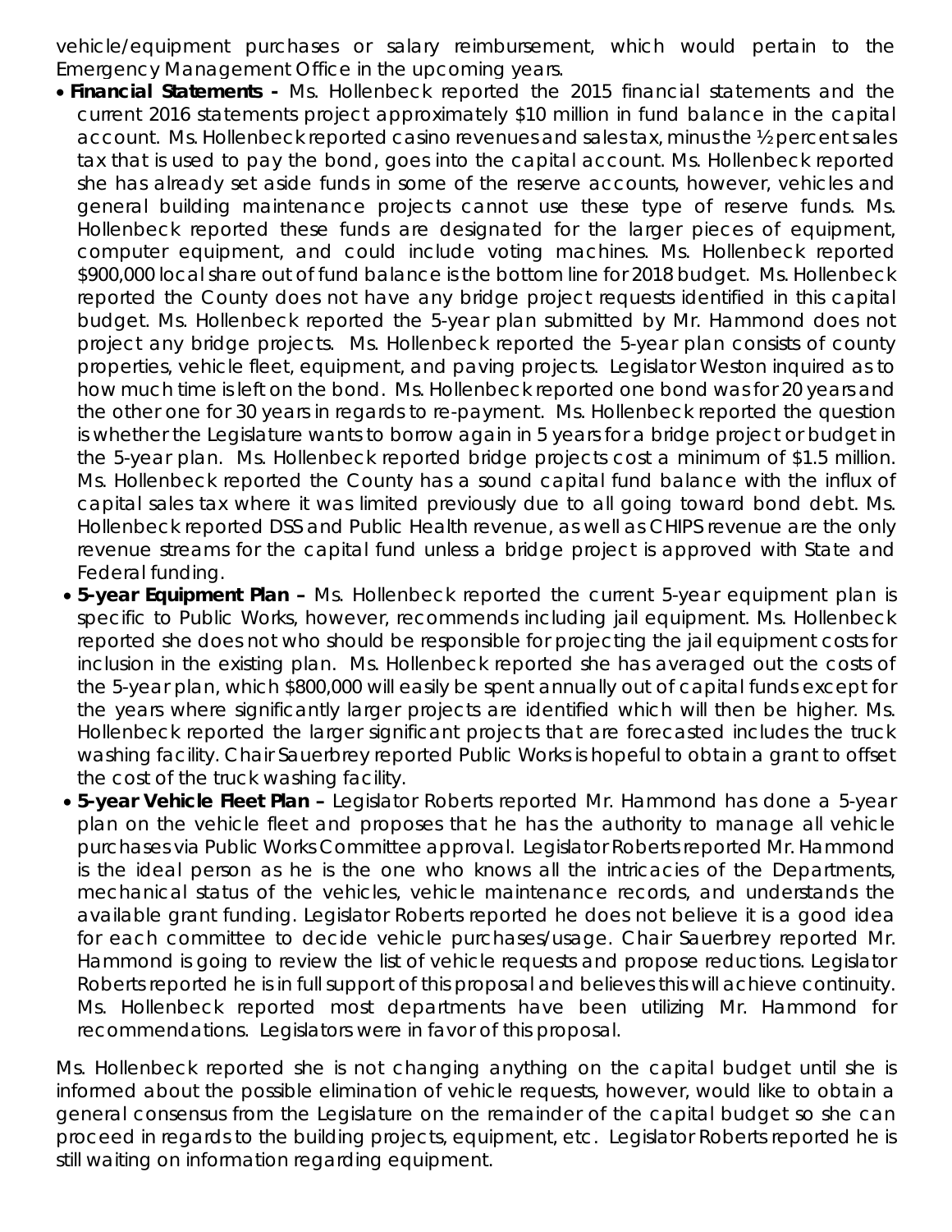vehicle/equipment purchases or salary reimbursement, which would pertain to the Emergency Management Office in the upcoming years.

- **Financial Statements -** Ms. Hollenbeck reported the 2015 financial statements and the current 2016 statements project approximately $10 million in fund balance in the capital account. Ms. Hollenbeck reported casino revenues and sales tax, minus the ½ percent sales tax that is used to pay the bond, goes into the capital account. Ms. Hollenbeck reported she has already set aside funds in some of the reserve accounts, however, vehicles and general building maintenance projects cannot use these type of reserve funds. Ms. Hollenbeck reported these funds are designated for the larger pieces of equipment, computer equipment, and could include voting machines. Ms. Hollenbeck reported $900,000 local share out of fund balance is the bottom line for 2018 budget. Ms. Hollenbeck reported the County does not have any bridge project requests identified in this capital budget. Ms. Hollenbeck reported the 5-year plan submitted by Mr. Hammond does not project any bridge projects. Ms. Hollenbeck reported the 5-year plan consists of county properties, vehicle fleet, equipment, and paving projects. Legislator Weston inquired as to how much time is left on the bond. Ms. Hollenbeck reported one bond was for 20 years and the other one for 30 years in regards to re-payment. Ms. Hollenbeck reported the question is whether the Legislature wants to borrow again in 5 years for a bridge project or budget in the 5-year plan. Ms. Hollenbeck reported bridge projects cost a minimum of $1.5 million. Ms. Hollenbeck reported the County has a sound capital fund balance with the influx of capital sales tax where it was limited previously due to all going toward bond debt. Ms. Hollenbeck reported DSS and Public Health revenue, as well as CHIPS revenue are the only revenue streams for the capital fund unless a bridge project is approved with State and Federal funding.
- **5-year Equipment Plan –** Ms. Hollenbeck reported the current 5-year equipment plan is specific to Public Works, however, recommends including jail equipment. Ms. Hollenbeck reported she does not who should be responsible for projecting the jail equipment costs for inclusion in the existing plan. Ms. Hollenbeck reported she has averaged out the costs of the 5-year plan, which $800,000 will easily be spent annually out of capital funds except for the years where significantly larger projects are identified which will then be higher. Ms. Hollenbeck reported the larger significant projects that are forecasted includes the truck washing facility. Chair Sauerbrey reported Public Works is hopeful to obtain a grant to offset the cost of the truck washing facility.
- **5-year Vehicle Fleet Plan –** Legislator Roberts reported Mr. Hammond has done a 5-year plan on the vehicle fleet and proposes that he has the authority to manage all vehicle purchases via Public Works Committee approval. Legislator Roberts reported Mr. Hammond is the ideal person as he is the one who knows all the intricacies of the Departments, mechanical status of the vehicles, vehicle maintenance records, and understands the available grant funding. Legislator Roberts reported he does not believe it is a good idea for each committee to decide vehicle purchases/usage. Chair Sauerbrey reported Mr. Hammond is going to review the list of vehicle requests and propose reductions. Legislator Roberts reported he is in full support of this proposal and believes this will achieve continuity. Ms. Hollenbeck reported most departments have been utilizing Mr. Hammond for recommendations. Legislators were in favor of this proposal.

Ms. Hollenbeck reported she is not changing anything on the capital budget until she is informed about the possible elimination of vehicle requests, however, would like to obtain a general consensus from the Legislature on the remainder of the capital budget so she can proceed in regards to the building projects, equipment, etc. Legislator Roberts reported he is still waiting on information regarding equipment.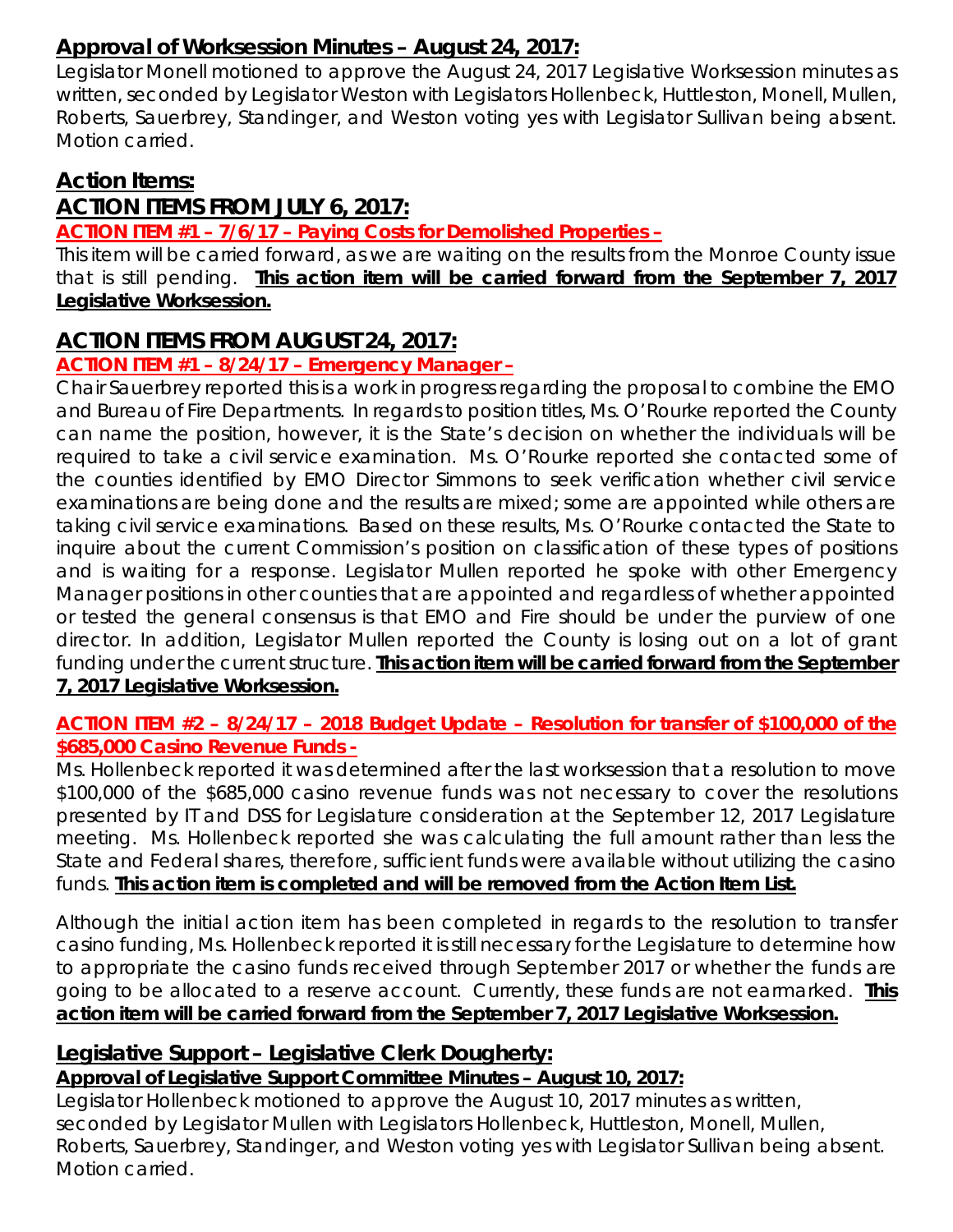## Approval of Worksession Minutes – August 24, 2017:

Legislator Monell motioned to approve the August 24, 2017 Legislative Worksession minutes as written, seconded by Legislator Weston with Legislators Hollenbeck, Huttleston, Monell, Mullen, Roberts, Sauerbrey, Standinger, and Weston voting yes with Legislator Sullivan being absent. Motion carried.

## Action Items:

## ACTION ITEMS FROM JULY 6, 2017:

**ACTION ITEM #1 – 7/6/17 – Paying Costs for Demolished Properties –**

This item will be carried forward, as we are waiting on the results from the Monroe County issue that is still pending. **This action item will be carried forward from the September 7, 2017 Legislative Worksession.**

## ACTION ITEMS FROM AUGUST 24, 2017:

**ACTION ITEM #1 – 8/24/17 – Emergency Manager –**

Chair Sauerbrey reported this is a work in progress regarding the proposal to combine the EMO and Bureau of Fire Departments. In regards to position titles, Ms. O'Rourke reported the County can name the position, however, it is the State's decision on whether the individuals will be required to take a civil service examination. Ms. O'Rourke reported she contacted some of the counties identified by EMO Director Simmons to seek verification whether civil service examinations are being done and the results are mixed; some are appointed while others are taking civil service examinations. Based on these results, Ms. O'Rourke contacted the State to inquire about the current Commission's position on classification of these types of positions and is waiting for a response. Legislator Mullen reported he spoke with other Emergency Manager positions in other counties that are appointed and regardless of whether appointed or tested the general consensus is that EMO and Fire should be under the purview of one director. In addition, Legislator Mullen reported the County is losing out on a lot of grant funding under the current structure. **This action item will be carried forward from the September 7, 2017 Legislative Worksession.**

**ACTION ITEM #2 – 8/24/17 – 2018 Budget Update – Resolution for transfer of $100,000 of the $685,000 Casino Revenue Funds -**

Ms. Hollenbeck reported it was determined after the last worksession that a resolution to move $100,000 of the $685,000 casino revenue funds was not necessary to cover the resolutions presented by IT and DSS for Legislature consideration at the September 12, 2017 Legislature meeting. Ms. Hollenbeck reported she was calculating the full amount rather than less the State and Federal shares, therefore, sufficient funds were available without utilizing the casino funds. **This action item is completed and will be removed from the Action Item List.**

Although the initial action item has been completed in regards to the resolution to transfer casino funding, Ms. Hollenbeck reported it is still necessary for the Legislature to determine how to appropriate the casino funds received through September 2017 or whether the funds are going to be allocated to a reserve account. Currently, these funds are not earmarked. **This action item will be carried forward from the September 7, 2017 Legislative Worksession.**

## Legislative Support – Legislative Clerk Dougherty:

**Approval of Legislative Support Committee Minutes – August 10, 2017:**

Legislator Hollenbeck motioned to approve the August 10, 2017 minutes as written, seconded by Legislator Mullen with Legislators Hollenbeck, Huttleston, Monell, Mullen, Roberts, Sauerbrey, Standinger, and Weston voting yes with Legislator Sullivan being absent. Motion carried.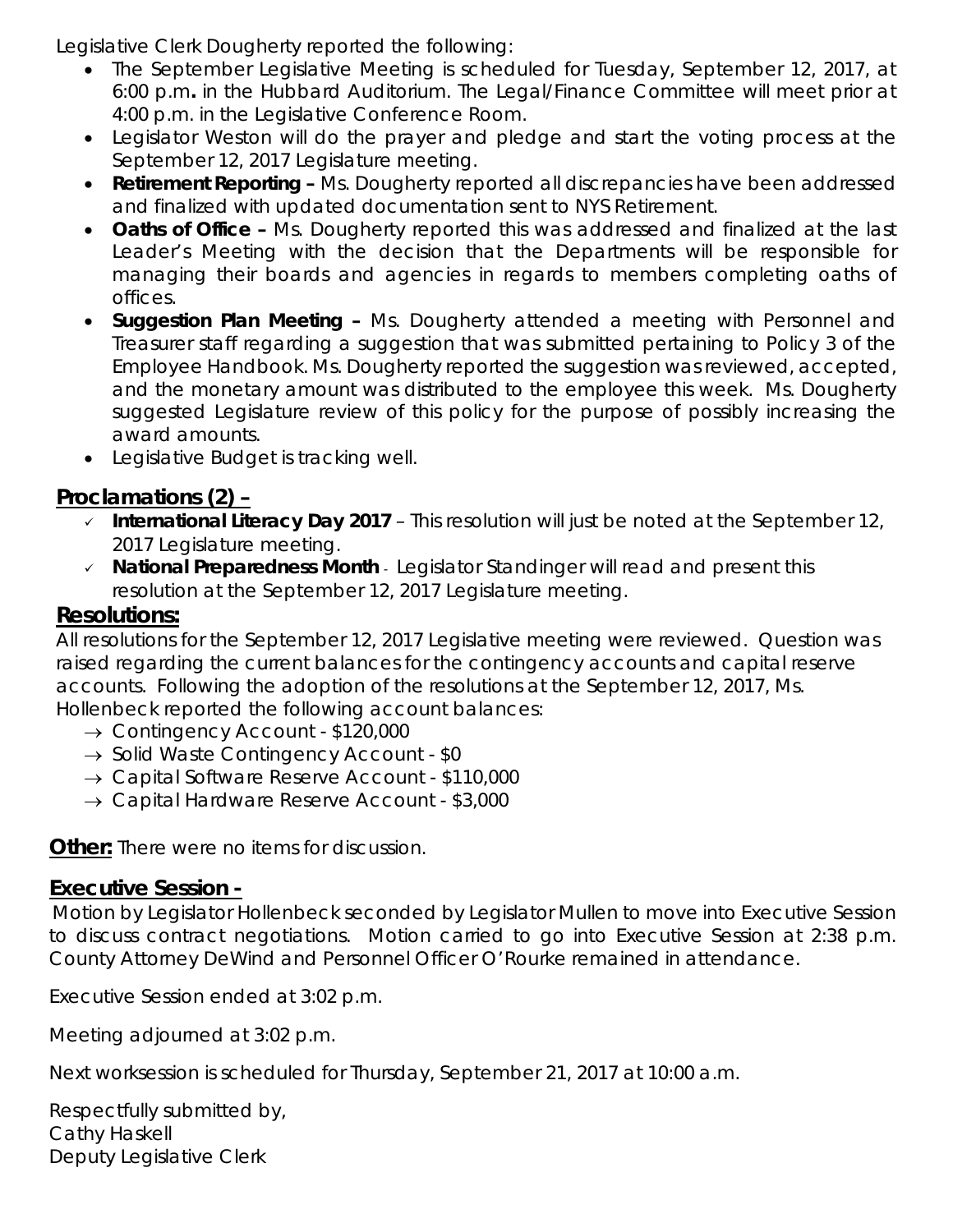Legislative Clerk Dougherty reported the following:

- The September Legislative Meeting is scheduled for Tuesday, September 12, 2017, at 6:00 p.m**.** in the Hubbard Auditorium. The Legal/Finance Committee will meet prior at 4:00 p.m. in the Legislative Conference Room.
- Legislator Weston will do the prayer and pledge and start the voting process at the September 12, 2017 Legislature meeting.
- **Retirement Reporting –** Ms. Dougherty reported all discrepancies have been addressed and finalized with updated documentation sent to NYS Retirement.
- **Oaths of Office –** Ms. Dougherty reported this was addressed and finalized at the last Leader's Meeting with the decision that the Departments will be responsible for managing their boards and agencies in regards to members completing oaths of offices.
- **Suggestion Plan Meeting –** Ms. Dougherty attended a meeting with Personnel and Treasurer staff regarding a suggestion that was submitted pertaining to Policy 3 of the Employee Handbook. Ms. Dougherty reported the suggestion was reviewed, accepted, and the monetary amount was distributed to the employee this week. Ms. Dougherty suggested Legislature review of this policy for the purpose of possibly increasing the award amounts.
- Legislative Budget is tracking well.

## Proclamations (2) –

- ✓ **International Literacy Day 2017** – This resolution will just be noted at the September 12, 2017 Legislature meeting.
- ✓ **National Preparedness Month** - Legislator Standinger will read and present this resolution at the September 12, 2017 Legislature meeting.

## Resolutions:

All resolutions for the September 12, 2017 Legislative meeting were reviewed. Question was raised regarding the current balances for the contingency accounts and capital reserve accounts. Following the adoption of the resolutions at the September 12, 2017, Ms. Hollenbeck reported the following account balances:

- → Contingency Account - $120,000
- → Solid Waste Contingency Account - $0
- → Capital Software Reserve Account - $110,000
- → Capital Hardware Reserve Account - $3,000

**Other:** There were no items for discussion.

## Executive Session -

Motion by Legislator Hollenbeck seconded by Legislator Mullen to move into Executive Session to discuss contract negotiations. Motion carried to go into Executive Session at 2:38 p.m. County Attorney DeWind and Personnel Officer O'Rourke remained in attendance.

Executive Session ended at 3:02 p.m.

Meeting adjourned at 3:02 p.m.

Next worksession is scheduled for Thursday, September 21, 2017 at 10:00 a.m.

Respectfully submitted by,
Cathy Haskell
Deputy Legislative Clerk